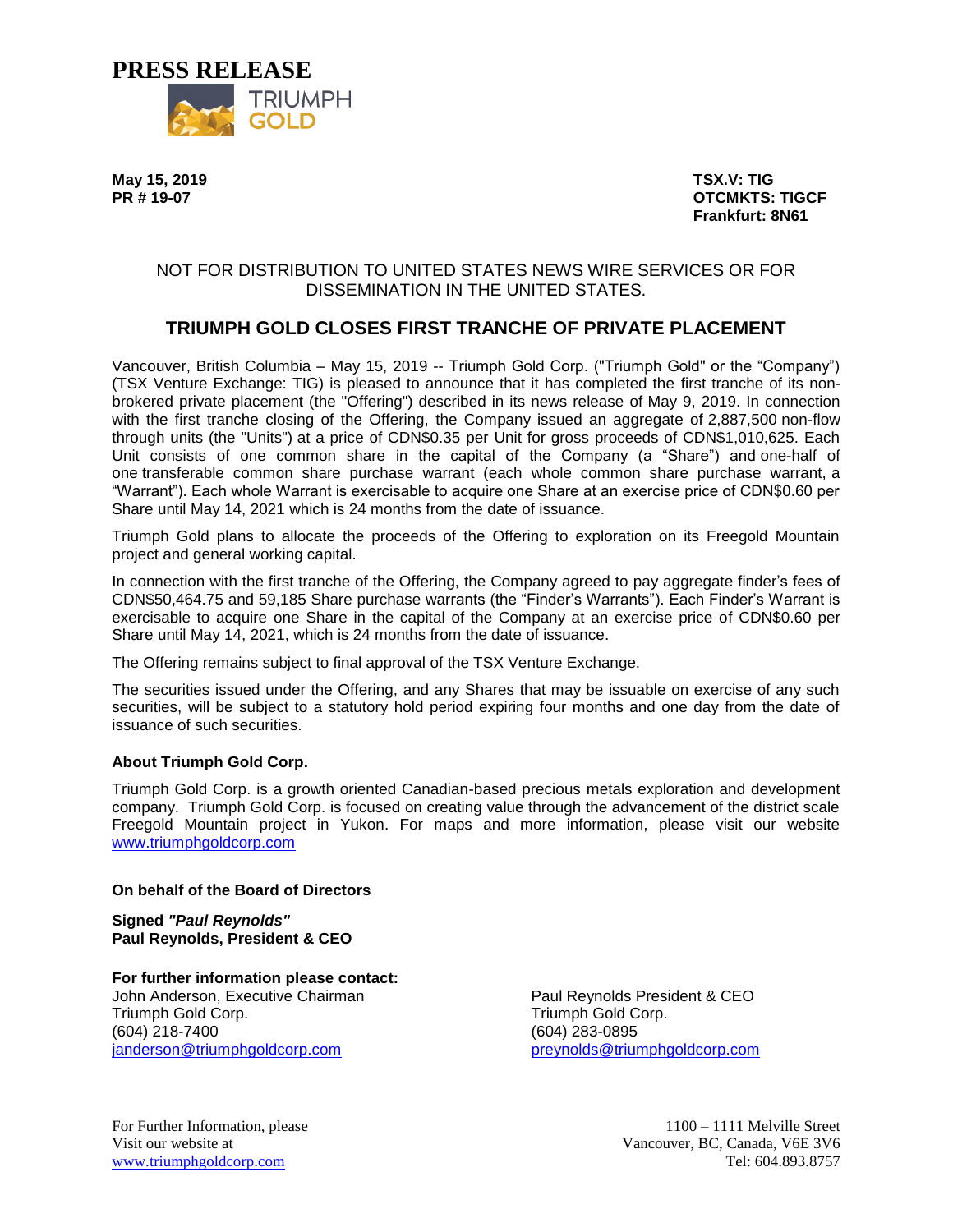# PRESS RELEASE

TRIUMPH GOLD

**May 15, 2019**
**PR # 19-07**

**TSX.V: TIG**
**OTCMKTS: TIGCF**
**Frankfurt: 8N61**

NOT FOR DISTRIBUTION TO UNITED STATES NEWS WIRE SERVICES OR FOR DISSEMINATION IN THE UNITED STATES.

## TRIUMPH GOLD CLOSES FIRST TRANCHE OF PRIVATE PLACEMENT

Vancouver, British Columbia – May 15, 2019 -- Triumph Gold Corp. ("Triumph Gold" or the "Company") (TSX Venture Exchange: TIG) is pleased to announce that it has completed the first tranche of its non-brokered private placement (the "Offering") described in its news release of May 9, 2019. In connection with the first tranche closing of the Offering, the Company issued an aggregate of 2,887,500 non-flow through units (the "Units") at a price of CDN$0.35 per Unit for gross proceeds of CDN$1,010,625. Each Unit consists of one common share in the capital of the Company (a "Share") and one-half of one transferable common share purchase warrant (each whole common share purchase warrant, a "Warrant"). Each whole Warrant is exercisable to acquire one Share at an exercise price of CDN$0.60 per Share until May 14, 2021 which is 24 months from the date of issuance.

Triumph Gold plans to allocate the proceeds of the Offering to exploration on its Freegold Mountain project and general working capital.

In connection with the first tranche of the Offering, the Company agreed to pay aggregate finder's fees of CDN$50,464.75 and 59,185 Share purchase warrants (the "Finder's Warrants"). Each Finder's Warrant is exercisable to acquire one Share in the capital of the Company at an exercise price of CDN$0.60 per Share until May 14, 2021, which is 24 months from the date of issuance.

The Offering remains subject to final approval of the TSX Venture Exchange.

The securities issued under the Offering, and any Shares that may be issuable on exercise of any such securities, will be subject to a statutory hold period expiring four months and one day from the date of issuance of such securities.

**About Triumph Gold Corp.**

Triumph Gold Corp. is a growth oriented Canadian-based precious metals exploration and development company. Triumph Gold Corp. is focused on creating value through the advancement of the district scale Freegold Mountain project in Yukon. For maps and more information, please visit our website www.triumphgoldcorp.com

**On behalf of the Board of Directors**

**Signed *"Paul Reynolds"***
**Paul Reynolds, President & CEO**

**For further information please contact:**

John Anderson, Executive Chairman
Triumph Gold Corp.
(604) 218-7400
janderson@triumphgoldcorp.com

Paul Reynolds President & CEO
Triumph Gold Corp.
(604) 283-0895
preynolds@triumphgoldcorp.com

For Further Information, please
Visit our website at
www.triumphgoldcorp.com

1100 – 1111 Melville Street
Vancouver, BC, Canada, V6E 3V6
Tel: 604.893.8757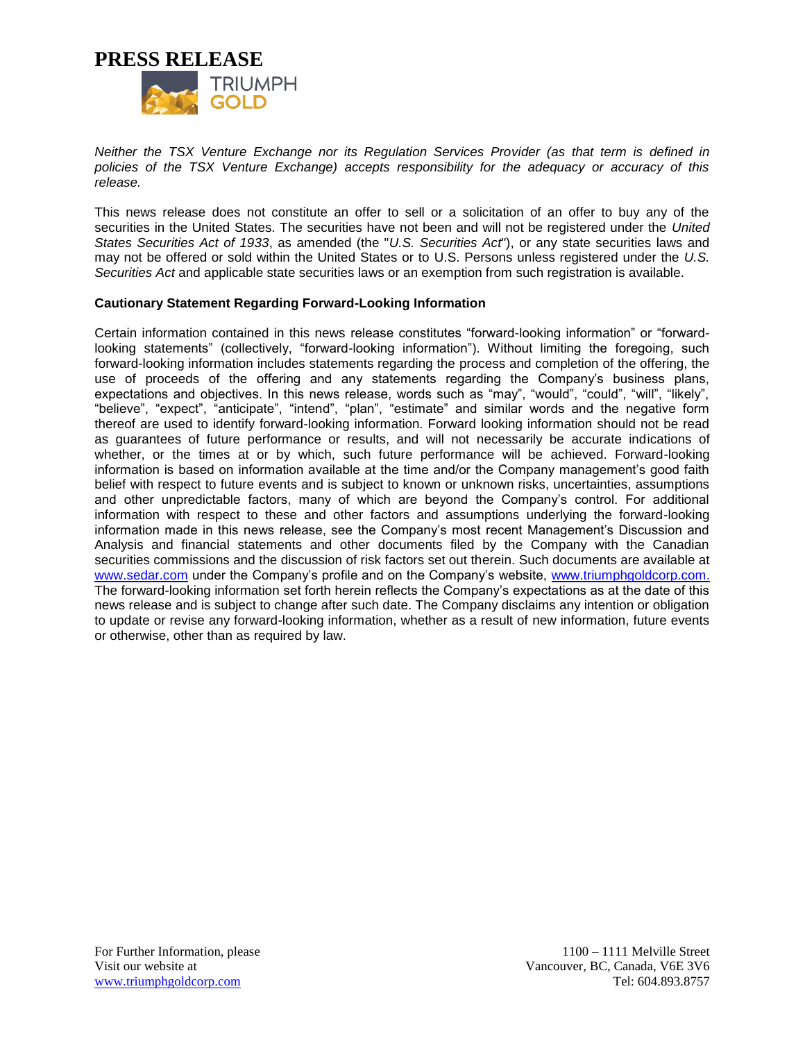# PRESS RELEASE

*Neither the TSX Venture Exchange nor its Regulation Services Provider (as that term is defined in policies of the TSX Venture Exchange) accepts responsibility for the adequacy or accuracy of this release.*

This news release does not constitute an offer to sell or a solicitation of an offer to buy any of the securities in the United States. The securities have not been and will not be registered under the *United States Securities Act of 1933*, as amended (the "*U.S. Securities Act*"), or any state securities laws and may not be offered or sold within the United States or to U.S. Persons unless registered under the *U.S. Securities Act* and applicable state securities laws or an exemption from such registration is available.

**Cautionary Statement Regarding Forward-Looking Information**

Certain information contained in this news release constitutes "forward-looking information" or "forward-looking statements" (collectively, "forward-looking information"). Without limiting the foregoing, such forward-looking information includes statements regarding the process and completion of the offering, the use of proceeds of the offering and any statements regarding the Company's business plans, expectations and objectives. In this news release, words such as "may", "would", "could", "will", "likely", "believe", "expect", "anticipate", "intend", "plan", "estimate" and similar words and the negative form thereof are used to identify forward-looking information. Forward looking information should not be read as guarantees of future performance or results, and will not necessarily be accurate indications of whether, or the times at or by which, such future performance will be achieved. Forward-looking information is based on information available at the time and/or the Company management's good faith belief with respect to future events and is subject to known or unknown risks, uncertainties, assumptions and other unpredictable factors, many of which are beyond the Company's control. For additional information with respect to these and other factors and assumptions underlying the forward-looking information made in this news release, see the Company's most recent Management's Discussion and Analysis and financial statements and other documents filed by the Company with the Canadian securities commissions and the discussion of risk factors set out therein. Such documents are available at www.sedar.com under the Company's profile and on the Company's website, www.triumphgoldcorp.com. The forward-looking information set forth herein reflects the Company's expectations as at the date of this news release and is subject to change after such date. The Company disclaims any intention or obligation to update or revise any forward-looking information, whether as a result of new information, future events or otherwise, other than as required by law.

For Further Information, please
Visit our website at
www.triumphgoldcorp.com

1100 – 1111 Melville Street
Vancouver, BC, Canada, V6E 3V6
Tel: 604.893.8757